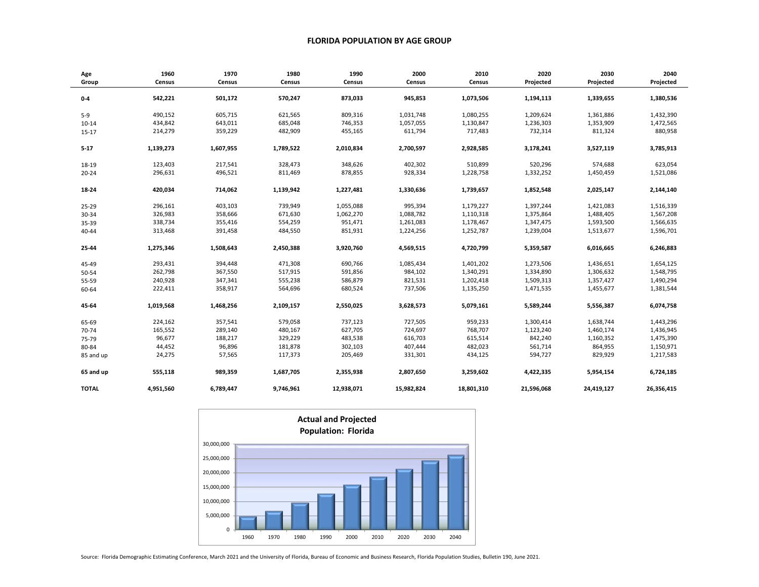# FLORIDA POPULATION BY AGE GROUP

| Age Group | 1960 Census | 1970 Census | 1980 Census | 1990 Census | 2000 Census | 2010 Census | 2020 Projected | 2030 Projected | 2040 Projected |
|---|---|---|---|---|---|---|---|---|---|
| **0-4** | **542,221** | **501,172** | **570,247** | **873,033** | **945,853** | **1,073,506** | **1,194,113** | **1,339,655** | **1,380,536** |
| 5-9 | 490,152 | 605,715 | 621,565 | 809,316 | 1,031,748 | 1,080,255 | 1,209,624 | 1,361,886 | 1,432,390 |
| 10-14 | 434,842 | 643,011 | 685,048 | 746,353 | 1,057,055 | 1,130,847 | 1,236,303 | 1,353,909 | 1,472,565 |
| 15-17 | 214,279 | 359,229 | 482,909 | 455,165 | 611,794 | 717,483 | 732,314 | 811,324 | 880,958 |
| **5-17** | **1,139,273** | **1,607,955** | **1,789,522** | **2,010,834** | **2,700,597** | **2,928,585** | **3,178,241** | **3,527,119** | **3,785,913** |
| 18-19 | 123,403 | 217,541 | 328,473 | 348,626 | 402,302 | 510,899 | 520,296 | 574,688 | 623,054 |
| 20-24 | 296,631 | 496,521 | 811,469 | 878,855 | 928,334 | 1,228,758 | 1,332,252 | 1,450,459 | 1,521,086 |
| **18-24** | **420,034** | **714,062** | **1,139,942** | **1,227,481** | **1,330,636** | **1,739,657** | **1,852,548** | **2,025,147** | **2,144,140** |
| 25-29 | 296,161 | 403,103 | 739,949 | 1,055,088 | 995,394 | 1,179,227 | 1,397,244 | 1,421,083 | 1,516,339 |
| 30-34 | 326,983 | 358,666 | 671,630 | 1,062,270 | 1,088,782 | 1,110,318 | 1,375,864 | 1,488,405 | 1,567,208 |
| 35-39 | 338,734 | 355,416 | 554,259 | 951,471 | 1,261,083 | 1,178,467 | 1,347,475 | 1,593,500 | 1,566,635 |
| 40-44 | 313,468 | 391,458 | 484,550 | 851,931 | 1,224,256 | 1,252,787 | 1,239,004 | 1,513,677 | 1,596,701 |
| **25-44** | **1,275,346** | **1,508,643** | **2,450,388** | **3,920,760** | **4,569,515** | **4,720,799** | **5,359,587** | **6,016,665** | **6,246,883** |
| 45-49 | 293,431 | 394,448 | 471,308 | 690,766 | 1,085,434 | 1,401,202 | 1,273,506 | 1,436,651 | 1,654,125 |
| 50-54 | 262,798 | 367,550 | 517,915 | 591,856 | 984,102 | 1,340,291 | 1,334,890 | 1,306,632 | 1,548,795 |
| 55-59 | 240,928 | 347,341 | 555,238 | 586,879 | 821,531 | 1,202,418 | 1,509,313 | 1,357,427 | 1,490,294 |
| 60-64 | 222,411 | 358,917 | 564,696 | 680,524 | 737,506 | 1,135,250 | 1,471,535 | 1,455,677 | 1,381,544 |
| **45-64** | **1,019,568** | **1,468,256** | **2,109,157** | **2,550,025** | **3,628,573** | **5,079,161** | **5,589,244** | **5,556,387** | **6,074,758** |
| 65-69 | 224,162 | 357,541 | 579,058 | 737,123 | 727,505 | 959,233 | 1,300,414 | 1,638,744 | 1,443,296 |
| 70-74 | 165,552 | 289,140 | 480,167 | 627,705 | 724,697 | 768,707 | 1,123,240 | 1,460,174 | 1,436,945 |
| 75-79 | 96,677 | 188,217 | 329,229 | 483,538 | 616,703 | 615,514 | 842,240 | 1,160,352 | 1,475,390 |
| 80-84 | 44,452 | 96,896 | 181,878 | 302,103 | 407,444 | 482,023 | 561,714 | 864,955 | 1,150,971 |
| 85 and up | 24,275 | 57,565 | 117,373 | 205,469 | 331,301 | 434,125 | 594,727 | 829,929 | 1,217,583 |
| **65 and up** | **555,118** | **989,359** | **1,687,705** | **2,355,938** | **2,807,650** | **3,259,602** | **4,422,335** | **5,954,154** | **6,724,185** |
| **TOTAL** | **4,951,560** | **6,789,447** | **9,746,961** | **12,938,071** | **15,982,824** | **18,801,310** | **21,596,068** | **24,419,127** | **26,356,415** |

**Actual and Projected Population: Florida**

| Year | 1960 | 1970 | 1980 | 1990 | 2000 | 2010 | 2020 | 2030 | 2040 |
|---|---|---|---|---|---|---|---|---|---|

Source: Florida Demographic Estimating Conference, March 2021 and the University of Florida, Bureau of Economic and Business Research, Florida Population Studies, Bulletin 190, June 2021.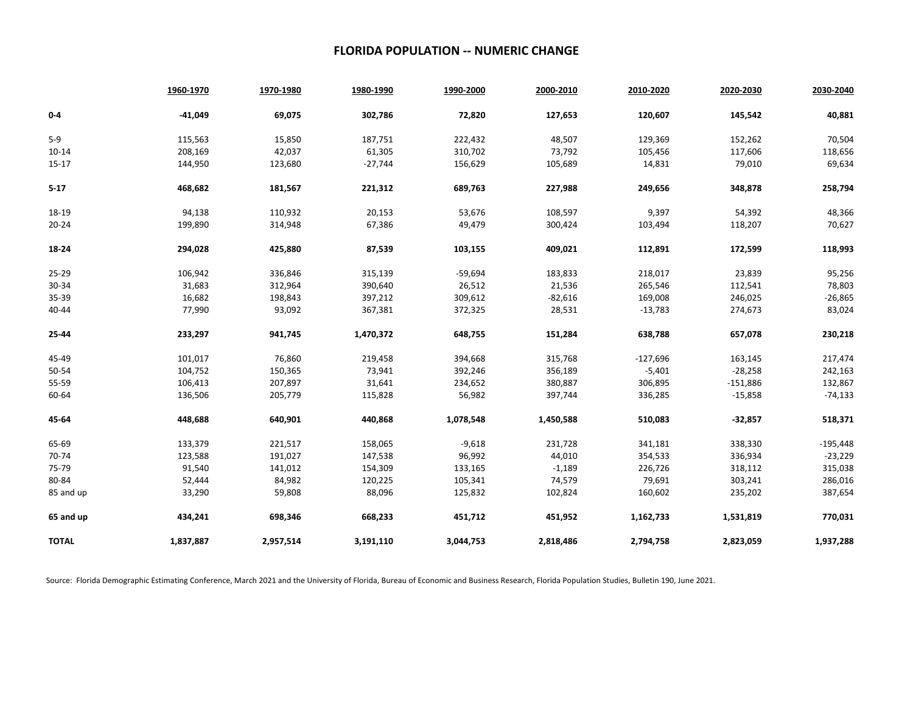# FLORIDA POPULATION -- NUMERIC CHANGE

| | 1960-1970 | 1970-1980 | 1980-1990 | 1990-2000 | 2000-2010 | 2010-2020 | 2020-2030 | 2030-2040 |
|---|---|---|---|---|---|---|---|---|
| **0-4** | **-41,049** | **69,075** | **302,786** | **72,820** | **127,653** | **120,607** | **145,542** | **40,881** |
| 5-9 | 115,563 | 15,850 | 187,751 | 222,432 | 48,507 | 129,369 | 152,262 | 70,504 |
| 10-14 | 208,169 | 42,037 | 61,305 | 310,702 | 73,792 | 105,456 | 117,606 | 118,656 |
| 15-17 | 144,950 | 123,680 | -27,744 | 156,629 | 105,689 | 14,831 | 79,010 | 69,634 |
| **5-17** | **468,682** | **181,567** | **221,312** | **689,763** | **227,988** | **249,656** | **348,878** | **258,794** |
| 18-19 | 94,138 | 110,932 | 20,153 | 53,676 | 108,597 | 9,397 | 54,392 | 48,366 |
| 20-24 | 199,890 | 314,948 | 67,386 | 49,479 | 300,424 | 103,494 | 118,207 | 70,627 |
| **18-24** | **294,028** | **425,880** | **87,539** | **103,155** | **409,021** | **112,891** | **172,599** | **118,993** |
| 25-29 | 106,942 | 336,846 | 315,139 | -59,694 | 183,833 | 218,017 | 23,839 | 95,256 |
| 30-34 | 31,683 | 312,964 | 390,640 | 26,512 | 21,536 | 265,546 | 112,541 | 78,803 |
| 35-39 | 16,682 | 198,843 | 397,212 | 309,612 | -82,616 | 169,008 | 246,025 | -26,865 |
| 40-44 | 77,990 | 93,092 | 367,381 | 372,325 | 28,531 | -13,783 | 274,673 | 83,024 |
| **25-44** | **233,297** | **941,745** | **1,470,372** | **648,755** | **151,284** | **638,788** | **657,078** | **230,218** |
| 45-49 | 101,017 | 76,860 | 219,458 | 394,668 | 315,768 | -127,696 | 163,145 | 217,474 |
| 50-54 | 104,752 | 150,365 | 73,941 | 392,246 | 356,189 | -5,401 | -28,258 | 242,163 |
| 55-59 | 106,413 | 207,897 | 31,641 | 234,652 | 380,887 | 306,895 | -151,886 | 132,867 |
| 60-64 | 136,506 | 205,779 | 115,828 | 56,982 | 397,744 | 336,285 | -15,858 | -74,133 |
| **45-64** | **448,688** | **640,901** | **440,868** | **1,078,548** | **1,450,588** | **510,083** | **-32,857** | **518,371** |
| 65-69 | 133,379 | 221,517 | 158,065 | -9,618 | 231,728 | 341,181 | 338,330 | -195,448 |
| 70-74 | 123,588 | 191,027 | 147,538 | 96,992 | 44,010 | 354,533 | 336,934 | -23,229 |
| 75-79 | 91,540 | 141,012 | 154,309 | 133,165 | -1,189 | 226,726 | 318,112 | 315,038 |
| 80-84 | 52,444 | 84,982 | 120,225 | 105,341 | 74,579 | 79,691 | 303,241 | 286,016 |
| 85 and up | 33,290 | 59,808 | 88,096 | 125,832 | 102,824 | 160,602 | 235,202 | 387,654 |
| **65 and up** | **434,241** | **698,346** | **668,233** | **451,712** | **451,952** | **1,162,733** | **1,531,819** | **770,031** |
| **TOTAL** | **1,837,887** | **2,957,514** | **3,191,110** | **3,044,753** | **2,818,486** | **2,794,758** | **2,823,059** | **1,937,288** |

Source: Florida Demographic Estimating Conference, March 2021 and the University of Florida, Bureau of Economic and Business Research, Florida Population Studies, Bulletin 190, June 2021.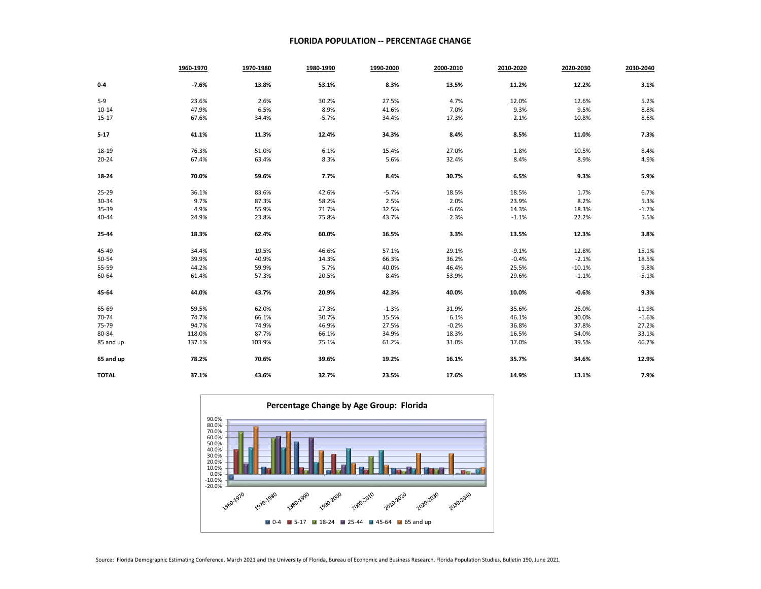# FLORIDA POPULATION -- PERCENTAGE CHANGE

| | 1960-1970 | 1970-1980 | 1980-1990 | 1990-2000 | 2000-2010 | 2010-2020 | 2020-2030 | 2030-2040 |
|---|---|---|---|---|---|---|---|---|
| **0-4** | **-7.6%** | **13.8%** | **53.1%** | **8.3%** | **13.5%** | **11.2%** | **12.2%** | **3.1%** |
| 5-9 | 23.6% | 2.6% | 30.2% | 27.5% | 4.7% | 12.0% | 12.6% | 5.2% |
| 10-14 | 47.9% | 6.5% | 8.9% | 41.6% | 7.0% | 9.3% | 9.5% | 8.8% |
| 15-17 | 67.6% | 34.4% | -5.7% | 34.4% | 17.3% | 2.1% | 10.8% | 8.6% |
| **5-17** | **41.1%** | **11.3%** | **12.4%** | **34.3%** | **8.4%** | **8.5%** | **11.0%** | **7.3%** |
| 18-19 | 76.3% | 51.0% | 6.1% | 15.4% | 27.0% | 1.8% | 10.5% | 8.4% |
| 20-24 | 67.4% | 63.4% | 8.3% | 5.6% | 32.4% | 8.4% | 8.9% | 4.9% |
| **18-24** | **70.0%** | **59.6%** | **7.7%** | **8.4%** | **30.7%** | **6.5%** | **9.3%** | **5.9%** |
| 25-29 | 36.1% | 83.6% | 42.6% | -5.7% | 18.5% | 18.5% | 1.7% | 6.7% |
| 30-34 | 9.7% | 87.3% | 58.2% | 2.5% | 2.0% | 23.9% | 8.2% | 5.3% |
| 35-39 | 4.9% | 55.9% | 71.7% | 32.5% | -6.6% | 14.3% | 18.3% | -1.7% |
| 40-44 | 24.9% | 23.8% | 75.8% | 43.7% | 2.3% | -1.1% | 22.2% | 5.5% |
| **25-44** | **18.3%** | **62.4%** | **60.0%** | **16.5%** | **3.3%** | **13.5%** | **12.3%** | **3.8%** |
| 45-49 | 34.4% | 19.5% | 46.6% | 57.1% | 29.1% | -9.1% | 12.8% | 15.1% |
| 50-54 | 39.9% | 40.9% | 14.3% | 66.3% | 36.2% | -0.4% | -2.1% | 18.5% |
| 55-59 | 44.2% | 59.9% | 5.7% | 40.0% | 46.4% | 25.5% | -10.1% | 9.8% |
| 60-64 | 61.4% | 57.3% | 20.5% | 8.4% | 53.9% | 29.6% | -1.1% | -5.1% |
| **45-64** | **44.0%** | **43.7%** | **20.9%** | **42.3%** | **40.0%** | **10.0%** | **-0.6%** | **9.3%** |
| 65-69 | 59.5% | 62.0% | 27.3% | -1.3% | 31.9% | 35.6% | 26.0% | -11.9% |
| 70-74 | 74.7% | 66.1% | 30.7% | 15.5% | 6.1% | 46.1% | 30.0% | -1.6% |
| 75-79 | 94.7% | 74.9% | 46.9% | 27.5% | -0.2% | 36.8% | 37.8% | 27.2% |
| 80-84 | 118.0% | 87.7% | 66.1% | 34.9% | 18.3% | 16.5% | 54.0% | 33.1% |
| 85 and up | 137.1% | 103.9% | 75.1% | 61.2% | 31.0% | 37.0% | 39.5% | 46.7% |
| **65 and up** | **78.2%** | **70.6%** | **39.6%** | **19.2%** | **16.1%** | **35.7%** | **34.6%** | **12.9%** |
| **TOTAL** | **37.1%** | **43.6%** | **32.7%** | **23.5%** | **17.6%** | **14.9%** | **13.1%** | **7.9%** |

**Percentage Change by Age Group: Florida**

Source: Florida Demographic Estimating Conference, March 2021 and the University of Florida, Bureau of Economic and Business Research, Florida Population Studies, Bulletin 190, June 2021.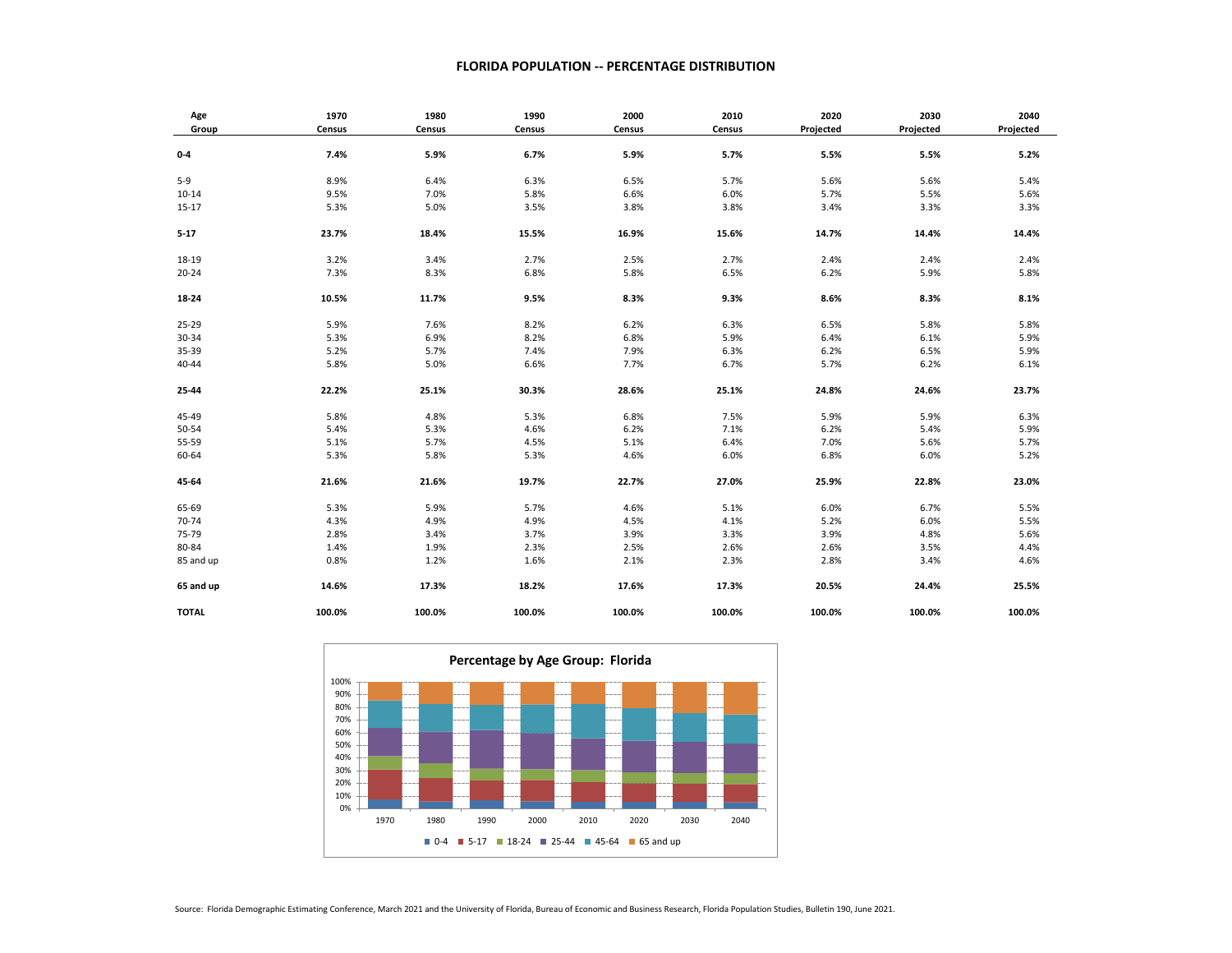# FLORIDA POPULATION -- PERCENTAGE DISTRIBUTION

| Age Group | 1970 Census | 1980 Census | 1990 Census | 2000 Census | 2010 Census | 2020 Projected | 2030 Projected | 2040 Projected |
|---|---|---|---|---|---|---|---|---|
| **0-4** | **7.4%** | **5.9%** | **6.7%** | **5.9%** | **5.7%** | **5.5%** | **5.5%** | **5.2%** |
| 5-9 | 8.9% | 6.4% | 6.3% | 6.5% | 5.7% | 5.6% | 5.6% | 5.4% |
| 10-14 | 9.5% | 7.0% | 5.8% | 6.6% | 6.0% | 5.7% | 5.5% | 5.6% |
| 15-17 | 5.3% | 5.0% | 3.5% | 3.8% | 3.8% | 3.4% | 3.3% | 3.3% |
| **5-17** | **23.7%** | **18.4%** | **15.5%** | **16.9%** | **15.6%** | **14.7%** | **14.4%** | **14.4%** |
| 18-19 | 3.2% | 3.4% | 2.7% | 2.5% | 2.7% | 2.4% | 2.4% | 2.4% |
| 20-24 | 7.3% | 8.3% | 6.8% | 5.8% | 6.5% | 6.2% | 5.9% | 5.8% |
| **18-24** | **10.5%** | **11.7%** | **9.5%** | **8.3%** | **9.3%** | **8.6%** | **8.3%** | **8.1%** |
| 25-29 | 5.9% | 7.6% | 8.2% | 6.2% | 6.3% | 6.5% | 5.8% | 5.8% |
| 30-34 | 5.3% | 6.9% | 8.2% | 6.8% | 5.9% | 6.4% | 6.1% | 5.9% |
| 35-39 | 5.2% | 5.7% | 7.4% | 7.9% | 6.3% | 6.2% | 6.5% | 5.9% |
| 40-44 | 5.8% | 5.0% | 6.6% | 7.7% | 6.7% | 5.7% | 6.2% | 6.1% |
| **25-44** | **22.2%** | **25.1%** | **30.3%** | **28.6%** | **25.1%** | **24.8%** | **24.6%** | **23.7%** |
| 45-49 | 5.8% | 4.8% | 5.3% | 6.8% | 7.5% | 5.9% | 5.9% | 6.3% |
| 50-54 | 5.4% | 5.3% | 4.6% | 6.2% | 7.1% | 6.2% | 5.4% | 5.9% |
| 55-59 | 5.1% | 5.7% | 4.5% | 5.1% | 6.4% | 7.0% | 5.6% | 5.7% |
| 60-64 | 5.3% | 5.8% | 5.3% | 4.6% | 6.0% | 6.8% | 6.0% | 5.2% |
| **45-64** | **21.6%** | **21.6%** | **19.7%** | **22.7%** | **27.0%** | **25.9%** | **22.8%** | **23.0%** |
| 65-69 | 5.3% | 5.9% | 5.7% | 4.6% | 5.1% | 6.0% | 6.7% | 5.5% |
| 70-74 | 4.3% | 4.9% | 4.9% | 4.5% | 4.1% | 5.2% | 6.0% | 5.5% |
| 75-79 | 2.8% | 3.4% | 3.7% | 3.9% | 3.3% | 3.9% | 4.8% | 5.6% |
| 80-84 | 1.4% | 1.9% | 2.3% | 2.5% | 2.6% | 2.6% | 3.5% | 4.4% |
| 85 and up | 0.8% | 1.2% | 1.6% | 2.1% | 2.3% | 2.8% | 3.4% | 4.6% |
| **65 and up** | **14.6%** | **17.3%** | **18.2%** | **17.6%** | **17.3%** | **20.5%** | **24.4%** | **25.5%** |
| **TOTAL** | **100.0%** | **100.0%** | **100.0%** | **100.0%** | **100.0%** | **100.0%** | **100.0%** | **100.0%** |

**Percentage by Age Group: Florida**

100%
90%
80%
70%
60%
50%
40%
30%
20%
10%
0%

1970 1980 1990 2000 2010 2020 2030 2040

0-4 5-17 18-24 25-44 45-64 65 and up

Source: Florida Demographic Estimating Conference, March 2021 and the University of Florida, Bureau of Economic and Business Research, Florida Population Studies, Bulletin 190, June 2021.